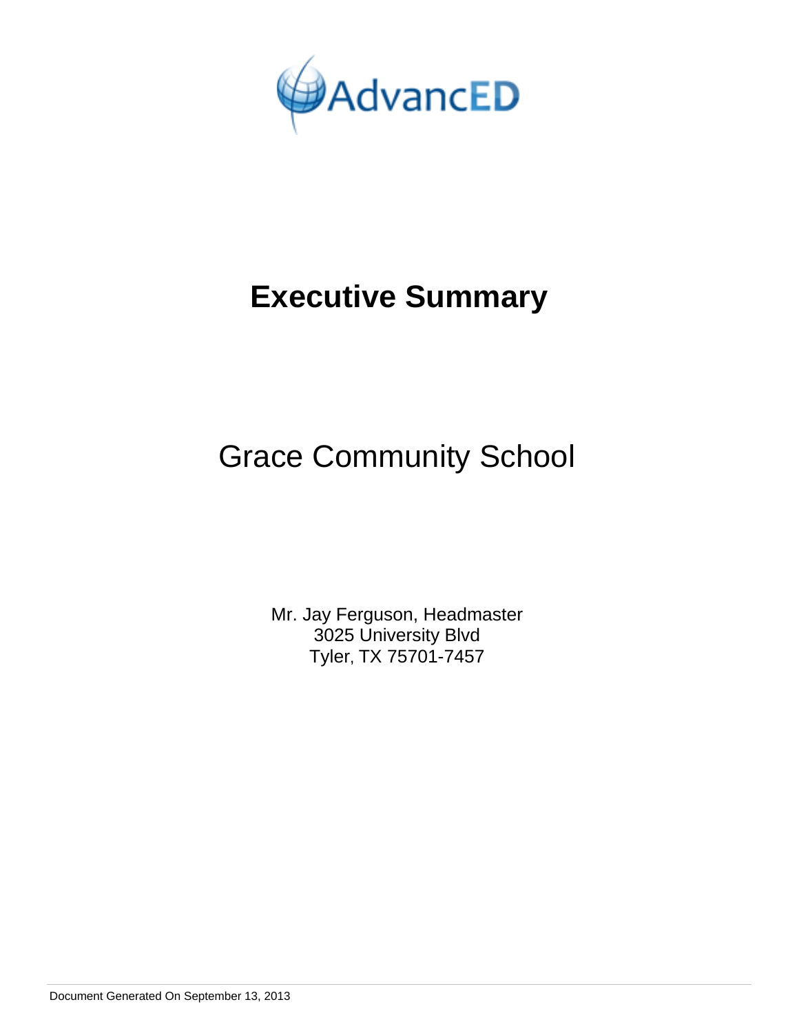AdvancED

# Executive Summary

## Grace Community School

Mr. Jay Ferguson, Headmaster
3025 University Blvd
Tyler, TX 75701-7457

Document Generated On September 13, 2013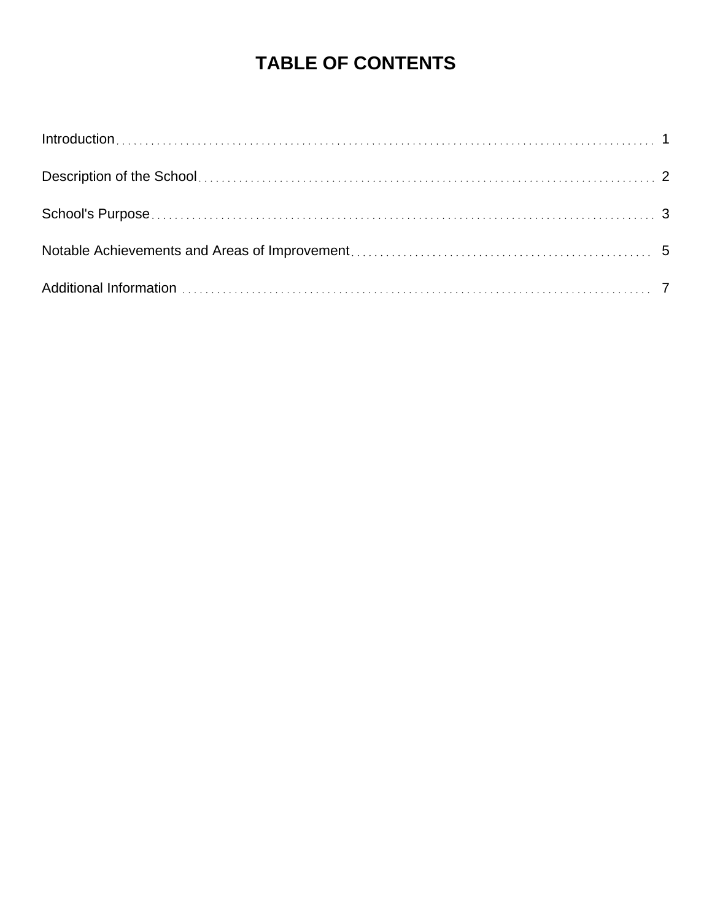# TABLE OF CONTENTS

| | |
|---|---|
| Introduction | 1 |
| Description of the School | 2 |
| School's Purpose | 3 |
| Notable Achievements and Areas of Improvement | 5 |
| Additional Information | 7 |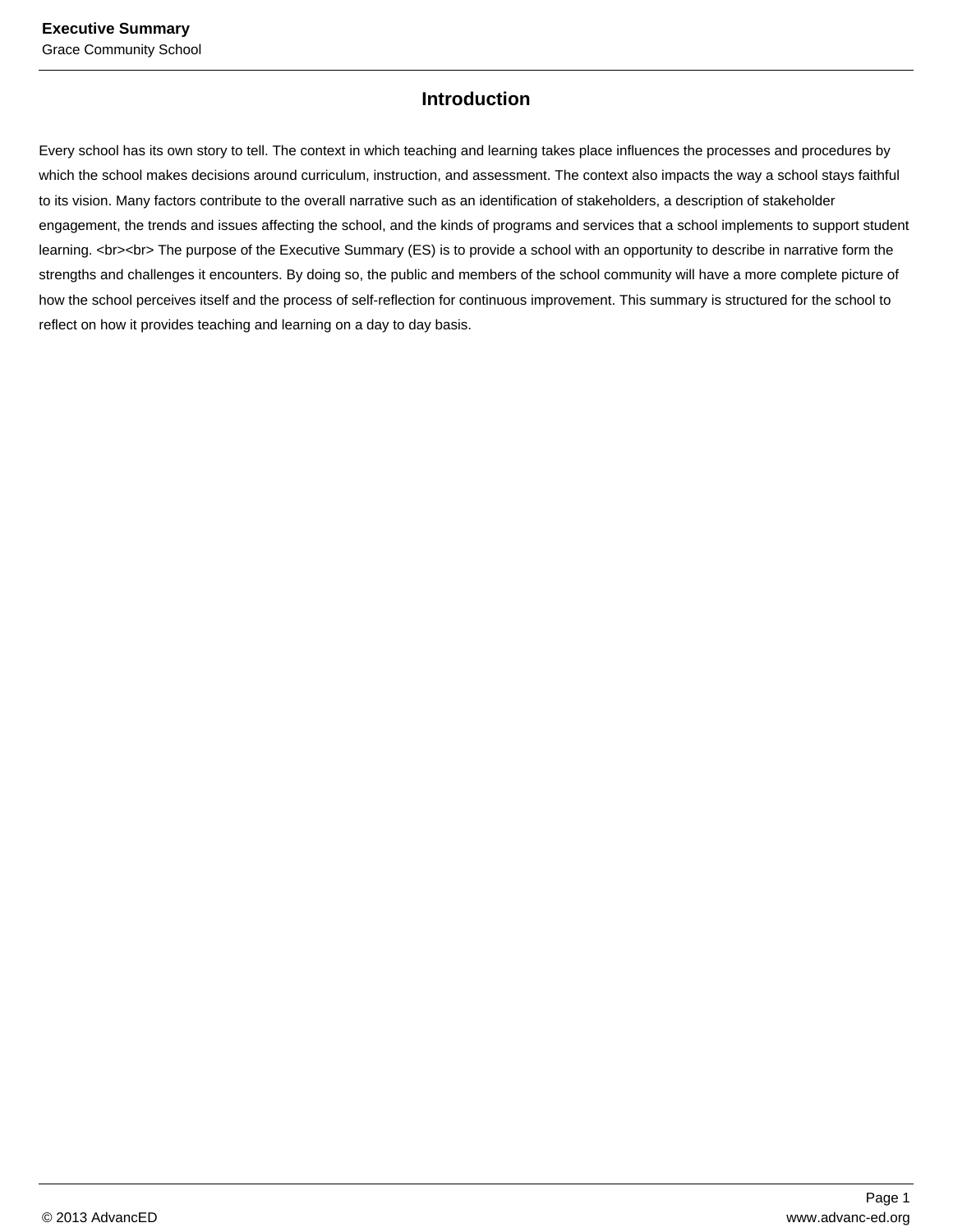# Introduction

Every school has its own story to tell. The context in which teaching and learning takes place influences the processes and procedures by which the school makes decisions around curriculum, instruction, and assessment. The context also impacts the way a school stays faithful to its vision. Many factors contribute to the overall narrative such as an identification of stakeholders, a description of stakeholder engagement, the trends and issues affecting the school, and the kinds of programs and services that a school implements to support student learning. <br><br> The purpose of the Executive Summary (ES) is to provide a school with an opportunity to describe in narrative form the strengths and challenges it encounters. By doing so, the public and members of the school community will have a more complete picture of how the school perceives itself and the process of self-reflection for continuous improvement. This summary is structured for the school to reflect on how it provides teaching and learning on a day to day basis.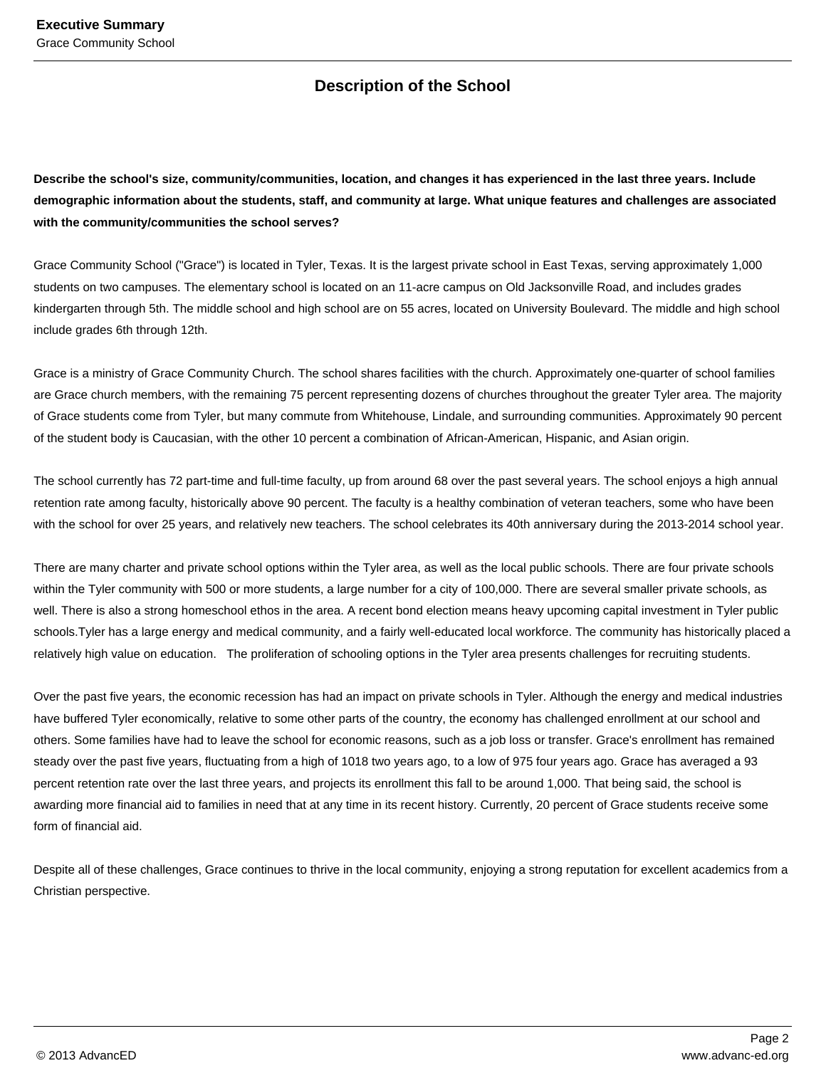## Description of the School

**Describe the school's size, community/communities, location, and changes it has experienced in the last three years. Include demographic information about the students, staff, and community at large. What unique features and challenges are associated with the community/communities the school serves?**

Grace Community School ("Grace") is located in Tyler, Texas. It is the largest private school in East Texas, serving approximately 1,000 students on two campuses. The elementary school is located on an 11-acre campus on Old Jacksonville Road, and includes grades kindergarten through 5th. The middle school and high school are on 55 acres, located on University Boulevard. The middle and high school include grades 6th through 12th.

Grace is a ministry of Grace Community Church. The school shares facilities with the church. Approximately one-quarter of school families are Grace church members, with the remaining 75 percent representing dozens of churches throughout the greater Tyler area. The majority of Grace students come from Tyler, but many commute from Whitehouse, Lindale, and surrounding communities. Approximately 90 percent of the student body is Caucasian, with the other 10 percent a combination of African-American, Hispanic, and Asian origin.

The school currently has 72 part-time and full-time faculty, up from around 68 over the past several years. The school enjoys a high annual retention rate among faculty, historically above 90 percent. The faculty is a healthy combination of veteran teachers, some who have been with the school for over 25 years, and relatively new teachers. The school celebrates its 40th anniversary during the 2013-2014 school year.

There are many charter and private school options within the Tyler area, as well as the local public schools. There are four private schools within the Tyler community with 500 or more students, a large number for a city of 100,000. There are several smaller private schools, as well. There is also a strong homeschool ethos in the area. A recent bond election means heavy upcoming capital investment in Tyler public schools.Tyler has a large energy and medical community, and a fairly well-educated local workforce. The community has historically placed a relatively high value on education.   The proliferation of schooling options in the Tyler area presents challenges for recruiting students.

Over the past five years, the economic recession has had an impact on private schools in Tyler. Although the energy and medical industries have buffered Tyler economically, relative to some other parts of the country, the economy has challenged enrollment at our school and others. Some families have had to leave the school for economic reasons, such as a job loss or transfer. Grace's enrollment has remained steady over the past five years, fluctuating from a high of 1018 two years ago, to a low of 975 four years ago. Grace has averaged a 93 percent retention rate over the last three years, and projects its enrollment this fall to be around 1,000. That being said, the school is awarding more financial aid to families in need that at any time in its recent history. Currently, 20 percent of Grace students receive some form of financial aid.

Despite all of these challenges, Grace continues to thrive in the local community, enjoying a strong reputation for excellent academics from a Christian perspective.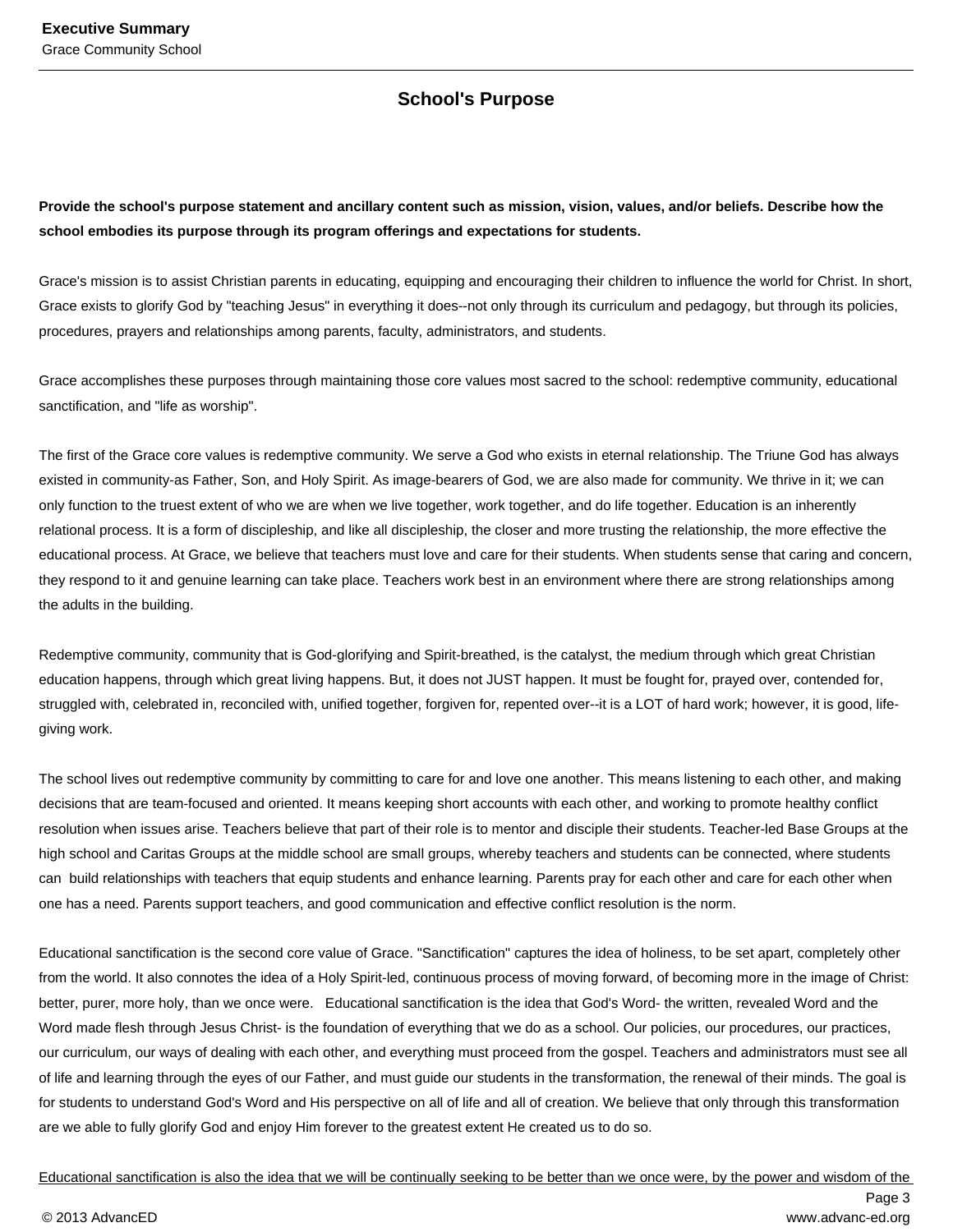## School's Purpose

**Provide the school's purpose statement and ancillary content such as mission, vision, values, and/or beliefs. Describe how the school embodies its purpose through its program offerings and expectations for students.**

Grace's mission is to assist Christian parents in educating, equipping and encouraging their children to influence the world for Christ. In short, Grace exists to glorify God by "teaching Jesus" in everything it does--not only through its curriculum and pedagogy, but through its policies, procedures, prayers and relationships among parents, faculty, administrators, and students.

Grace accomplishes these purposes through maintaining those core values most sacred to the school: redemptive community, educational sanctification, and "life as worship".

The first of the Grace core values is redemptive community. We serve a God who exists in eternal relationship. The Triune God has always existed in community-as Father, Son, and Holy Spirit. As image-bearers of God, we are also made for community. We thrive in it; we can only function to the truest extent of who we are when we live together, work together, and do life together. Education is an inherently relational process. It is a form of discipleship, and like all discipleship, the closer and more trusting the relationship, the more effective the educational process. At Grace, we believe that teachers must love and care for their students. When students sense that caring and concern, they respond to it and genuine learning can take place. Teachers work best in an environment where there are strong relationships among the adults in the building.

Redemptive community, community that is God-glorifying and Spirit-breathed, is the catalyst, the medium through which great Christian education happens, through which great living happens. But, it does not JUST happen. It must be fought for, prayed over, contended for, struggled with, celebrated in, reconciled with, unified together, forgiven for, repented over--it is a LOT of hard work; however, it is good, life-giving work.

The school lives out redemptive community by committing to care for and love one another. This means listening to each other, and making decisions that are team-focused and oriented. It means keeping short accounts with each other, and working to promote healthy conflict resolution when issues arise. Teachers believe that part of their role is to mentor and disciple their students. Teacher-led Base Groups at the high school and Caritas Groups at the middle school are small groups, whereby teachers and students can be connected, where students can build relationships with teachers that equip students and enhance learning. Parents pray for each other and care for each other when one has a need. Parents support teachers, and good communication and effective conflict resolution is the norm.

Educational sanctification is the second core value of Grace. "Sanctification" captures the idea of holiness, to be set apart, completely other from the world. It also connotes the idea of a Holy Spirit-led, continuous process of moving forward, of becoming more in the image of Christ: better, purer, more holy, than we once were. Educational sanctification is the idea that God's Word- the written, revealed Word and the Word made flesh through Jesus Christ- is the foundation of everything that we do as a school. Our policies, our procedures, our practices, our curriculum, our ways of dealing with each other, and everything must proceed from the gospel. Teachers and administrators must see all of life and learning through the eyes of our Father, and must guide our students in the transformation, the renewal of their minds. The goal is for students to understand God's Word and His perspective on all of life and all of creation. We believe that only through this transformation are we able to fully glorify God and enjoy Him forever to the greatest extent He created us to do so.

Educational sanctification is also the idea that we will be continually seeking to be better than we once were, by the power and wisdom of the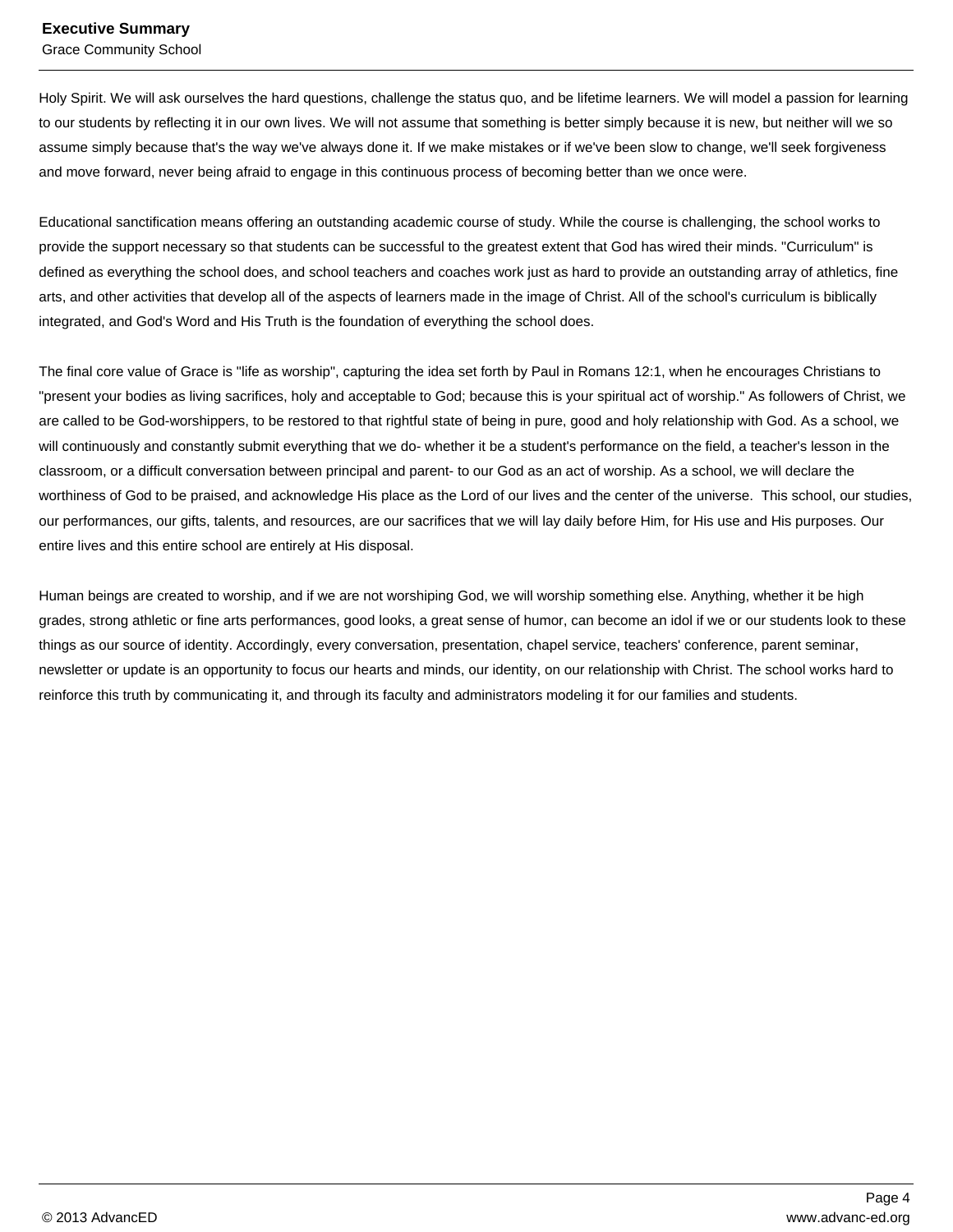Holy Spirit. We will ask ourselves the hard questions, challenge the status quo, and be lifetime learners. We will model a passion for learning to our students by reflecting it in our own lives. We will not assume that something is better simply because it is new, but neither will we so assume simply because that's the way we've always done it. If we make mistakes or if we've been slow to change, we'll seek forgiveness and move forward, never being afraid to engage in this continuous process of becoming better than we once were.

Educational sanctification means offering an outstanding academic course of study. While the course is challenging, the school works to provide the support necessary so that students can be successful to the greatest extent that God has wired their minds. "Curriculum" is defined as everything the school does, and school teachers and coaches work just as hard to provide an outstanding array of athletics, fine arts, and other activities that develop all of the aspects of learners made in the image of Christ. All of the school's curriculum is biblically integrated, and God's Word and His Truth is the foundation of everything the school does.

The final core value of Grace is "life as worship", capturing the idea set forth by Paul in Romans 12:1, when he encourages Christians to "present your bodies as living sacrifices, holy and acceptable to God; because this is your spiritual act of worship." As followers of Christ, we are called to be God-worshippers, to be restored to that rightful state of being in pure, good and holy relationship with God. As a school, we will continuously and constantly submit everything that we do- whether it be a student's performance on the field, a teacher's lesson in the classroom, or a difficult conversation between principal and parent- to our God as an act of worship. As a school, we will declare the worthiness of God to be praised, and acknowledge His place as the Lord of our lives and the center of the universe. This school, our studies, our performances, our gifts, talents, and resources, are our sacrifices that we will lay daily before Him, for His use and His purposes. Our entire lives and this entire school are entirely at His disposal.

Human beings are created to worship, and if we are not worshiping God, we will worship something else. Anything, whether it be high grades, strong athletic or fine arts performances, good looks, a great sense of humor, can become an idol if we or our students look to these things as our source of identity. Accordingly, every conversation, presentation, chapel service, teachers' conference, parent seminar, newsletter or update is an opportunity to focus our hearts and minds, our identity, on our relationship with Christ. The school works hard to reinforce this truth by communicating it, and through its faculty and administrators modeling it for our families and students.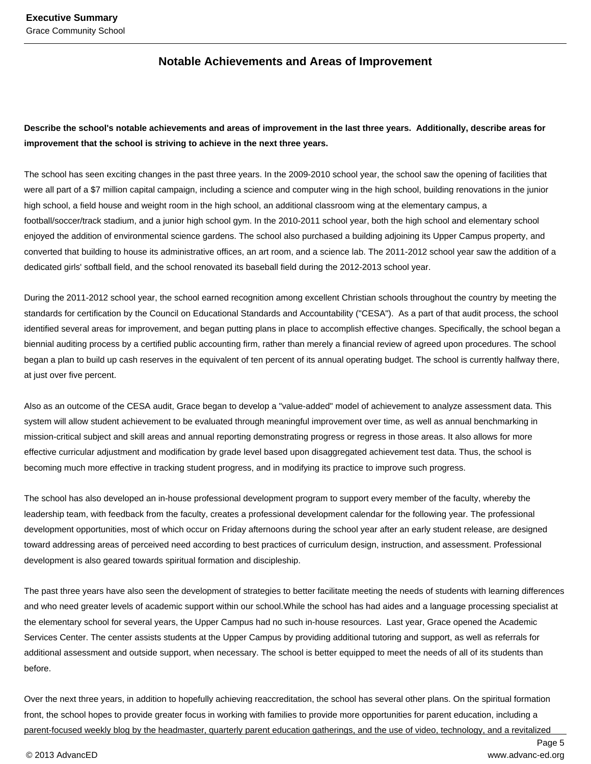## Notable Achievements and Areas of Improvement

**Describe the school's notable achievements and areas of improvement in the last three years. Additionally, describe areas for improvement that the school is striving to achieve in the next three years.**

The school has seen exciting changes in the past three years. In the 2009-2010 school year, the school saw the opening of facilities that were all part of a $7 million capital campaign, including a science and computer wing in the high school, building renovations in the junior high school, a field house and weight room in the high school, an additional classroom wing at the elementary campus, a football/soccer/track stadium, and a junior high school gym. In the 2010-2011 school year, both the high school and elementary school enjoyed the addition of environmental science gardens. The school also purchased a building adjoining its Upper Campus property, and converted that building to house its administrative offices, an art room, and a science lab. The 2011-2012 school year saw the addition of a dedicated girls' softball field, and the school renovated its baseball field during the 2012-2013 school year.

During the 2011-2012 school year, the school earned recognition among excellent Christian schools throughout the country by meeting the standards for certification by the Council on Educational Standards and Accountability ("CESA"). As a part of that audit process, the school identified several areas for improvement, and began putting plans in place to accomplish effective changes. Specifically, the school began a biennial auditing process by a certified public accounting firm, rather than merely a financial review of agreed upon procedures. The school began a plan to build up cash reserves in the equivalent of ten percent of its annual operating budget. The school is currently halfway there, at just over five percent.

Also as an outcome of the CESA audit, Grace began to develop a "value-added" model of achievement to analyze assessment data. This system will allow student achievement to be evaluated through meaningful improvement over time, as well as annual benchmarking in mission-critical subject and skill areas and annual reporting demonstrating progress or regress in those areas. It also allows for more effective curricular adjustment and modification by grade level based upon disaggregated achievement test data. Thus, the school is becoming much more effective in tracking student progress, and in modifying its practice to improve such progress.

The school has also developed an in-house professional development program to support every member of the faculty, whereby the leadership team, with feedback from the faculty, creates a professional development calendar for the following year. The professional development opportunities, most of which occur on Friday afternoons during the school year after an early student release, are designed toward addressing areas of perceived need according to best practices of curriculum design, instruction, and assessment. Professional development is also geared towards spiritual formation and discipleship.

The past three years have also seen the development of strategies to better facilitate meeting the needs of students with learning differences and who need greater levels of academic support within our school.While the school has had aides and a language processing specialist at the elementary school for several years, the Upper Campus had no such in-house resources. Last year, Grace opened the Academic Services Center. The center assists students at the Upper Campus by providing additional tutoring and support, as well as referrals for additional assessment and outside support, when necessary. The school is better equipped to meet the needs of all of its students than before.

Over the next three years, in addition to hopefully achieving reaccreditation, the school has several other plans. On the spiritual formation front, the school hopes to provide greater focus in working with families to provide more opportunities for parent education, including a parent-focused weekly blog by the headmaster, quarterly parent education gatherings, and the use of video, technology, and a revitalized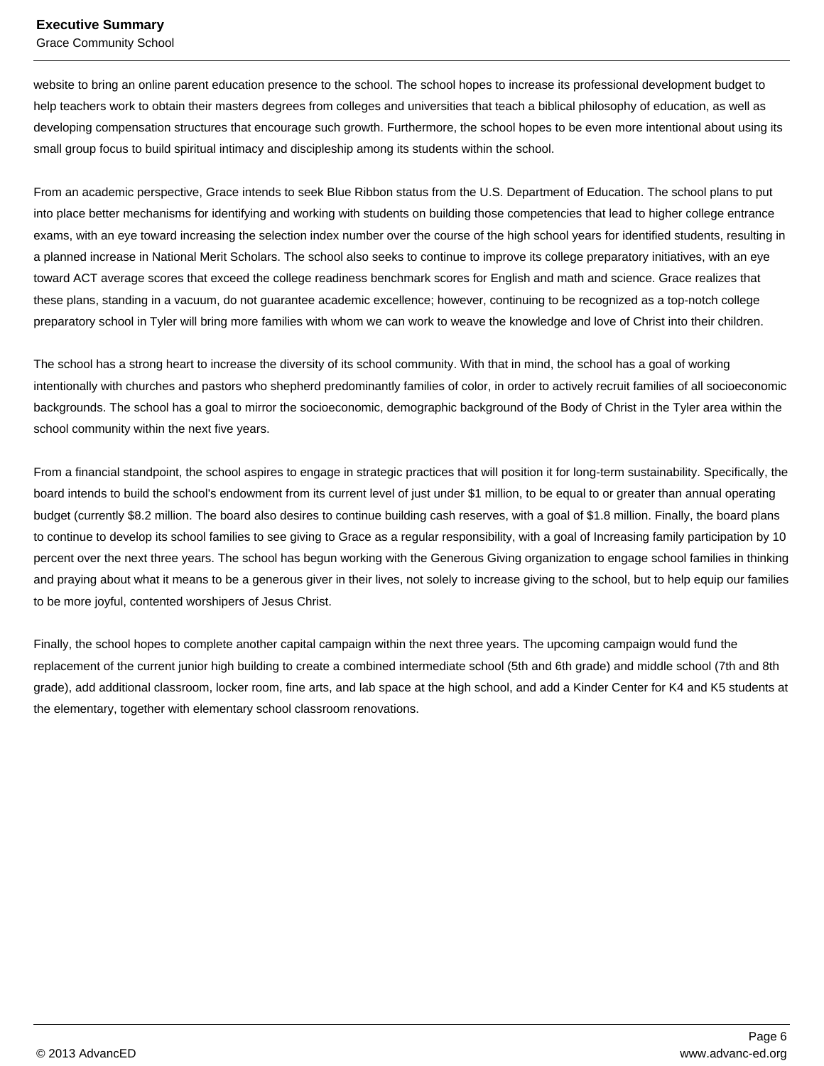website to bring an online parent education presence to the school. The school hopes to increase its professional development budget to help teachers work to obtain their masters degrees from colleges and universities that teach a biblical philosophy of education, as well as developing compensation structures that encourage such growth. Furthermore, the school hopes to be even more intentional about using its small group focus to build spiritual intimacy and discipleship among its students within the school.

From an academic perspective, Grace intends to seek Blue Ribbon status from the U.S. Department of Education. The school plans to put into place better mechanisms for identifying and working with students on building those competencies that lead to higher college entrance exams, with an eye toward increasing the selection index number over the course of the high school years for identified students, resulting in a planned increase in National Merit Scholars. The school also seeks to continue to improve its college preparatory initiatives, with an eye toward ACT average scores that exceed the college readiness benchmark scores for English and math and science. Grace realizes that these plans, standing in a vacuum, do not guarantee academic excellence; however, continuing to be recognized as a top-notch college preparatory school in Tyler will bring more families with whom we can work to weave the knowledge and love of Christ into their children.

The school has a strong heart to increase the diversity of its school community. With that in mind, the school has a goal of working intentionally with churches and pastors who shepherd predominantly families of color, in order to actively recruit families of all socioeconomic backgrounds. The school has a goal to mirror the socioeconomic, demographic background of the Body of Christ in the Tyler area within the school community within the next five years.

From a financial standpoint, the school aspires to engage in strategic practices that will position it for long-term sustainability. Specifically, the board intends to build the school's endowment from its current level of just under $1 million, to be equal to or greater than annual operating budget (currently $8.2 million. The board also desires to continue building cash reserves, with a goal of $1.8 million. Finally, the board plans to continue to develop its school families to see giving to Grace as a regular responsibility, with a goal of Increasing family participation by 10 percent over the next three years. The school has begun working with the Generous Giving organization to engage school families in thinking and praying about what it means to be a generous giver in their lives, not solely to increase giving to the school, but to help equip our families to be more joyful, contented worshipers of Jesus Christ.

Finally, the school hopes to complete another capital campaign within the next three years. The upcoming campaign would fund the replacement of the current junior high building to create a combined intermediate school (5th and 6th grade) and middle school (7th and 8th grade), add additional classroom, locker room, fine arts, and lab space at the high school, and add a Kinder Center for K4 and K5 students at the elementary, together with elementary school classroom renovations.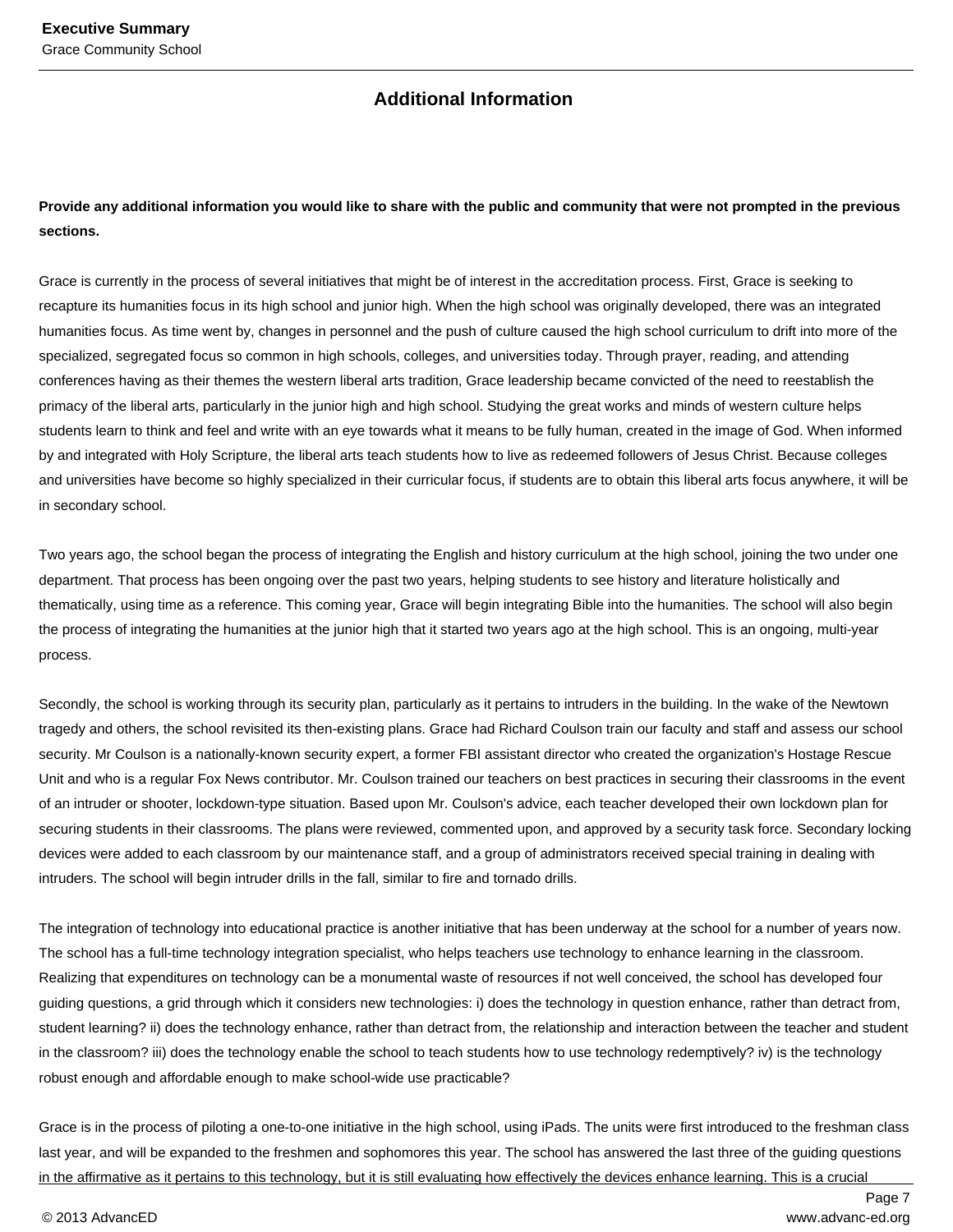## Additional Information

**Provide any additional information you would like to share with the public and community that were not prompted in the previous sections.**

Grace is currently in the process of several initiatives that might be of interest in the accreditation process. First, Grace is seeking to recapture its humanities focus in its high school and junior high. When the high school was originally developed, there was an integrated humanities focus. As time went by, changes in personnel and the push of culture caused the high school curriculum to drift into more of the specialized, segregated focus so common in high schools, colleges, and universities today. Through prayer, reading, and attending conferences having as their themes the western liberal arts tradition, Grace leadership became convicted of the need to reestablish the primacy of the liberal arts, particularly in the junior high and high school. Studying the great works and minds of western culture helps students learn to think and feel and write with an eye towards what it means to be fully human, created in the image of God. When informed by and integrated with Holy Scripture, the liberal arts teach students how to live as redeemed followers of Jesus Christ. Because colleges and universities have become so highly specialized in their curricular focus, if students are to obtain this liberal arts focus anywhere, it will be in secondary school.

Two years ago, the school began the process of integrating the English and history curriculum at the high school, joining the two under one department. That process has been ongoing over the past two years, helping students to see history and literature holistically and thematically, using time as a reference. This coming year, Grace will begin integrating Bible into the humanities. The school will also begin the process of integrating the humanities at the junior high that it started two years ago at the high school. This is an ongoing, multi-year process.

Secondly, the school is working through its security plan, particularly as it pertains to intruders in the building. In the wake of the Newtown tragedy and others, the school revisited its then-existing plans. Grace had Richard Coulson train our faculty and staff and assess our school security. Mr Coulson is a nationally-known security expert, a former FBI assistant director who created the organization's Hostage Rescue Unit and who is a regular Fox News contributor. Mr. Coulson trained our teachers on best practices in securing their classrooms in the event of an intruder or shooter, lockdown-type situation. Based upon Mr. Coulson's advice, each teacher developed their own lockdown plan for securing students in their classrooms. The plans were reviewed, commented upon, and approved by a security task force. Secondary locking devices were added to each classroom by our maintenance staff, and a group of administrators received special training in dealing with intruders. The school will begin intruder drills in the fall, similar to fire and tornado drills.

The integration of technology into educational practice is another initiative that has been underway at the school for a number of years now. The school has a full-time technology integration specialist, who helps teachers use technology to enhance learning in the classroom. Realizing that expenditures on technology can be a monumental waste of resources if not well conceived, the school has developed four guiding questions, a grid through which it considers new technologies: i) does the technology in question enhance, rather than detract from, student learning? ii) does the technology enhance, rather than detract from, the relationship and interaction between the teacher and student in the classroom? iii) does the technology enable the school to teach students how to use technology redemptively? iv) is the technology robust enough and affordable enough to make school-wide use practicable?

Grace is in the process of piloting a one-to-one initiative in the high school, using iPads. The units were first introduced to the freshman class last year, and will be expanded to the freshmen and sophomores this year. The school has answered the last three of the guiding questions in the affirmative as it pertains to this technology, but it is still evaluating how effectively the devices enhance learning. This is a crucial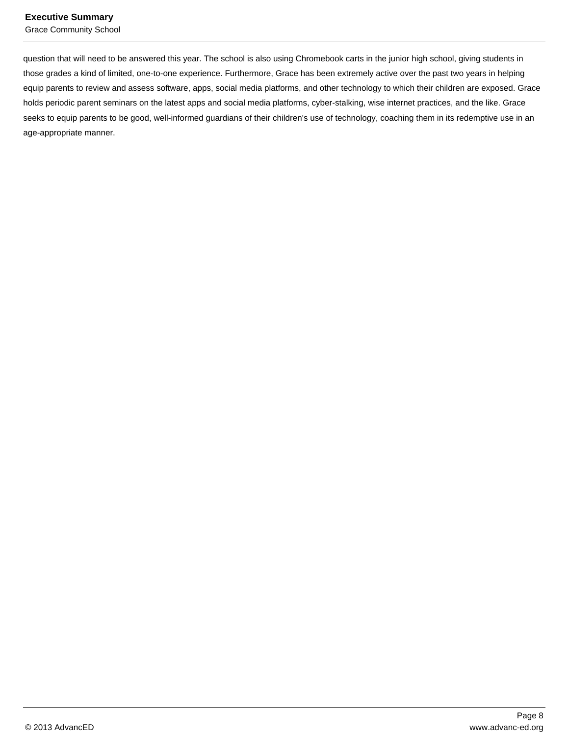question that will need to be answered this year. The school is also using Chromebook carts in the junior high school, giving students in those grades a kind of limited, one-to-one experience. Furthermore, Grace has been extremely active over the past two years in helping equip parents to review and assess software, apps, social media platforms, and other technology to which their children are exposed. Grace holds periodic parent seminars on the latest apps and social media platforms, cyber-stalking, wise internet practices, and the like. Grace seeks to equip parents to be good, well-informed guardians of their children's use of technology, coaching them in its redemptive use in an age-appropriate manner.